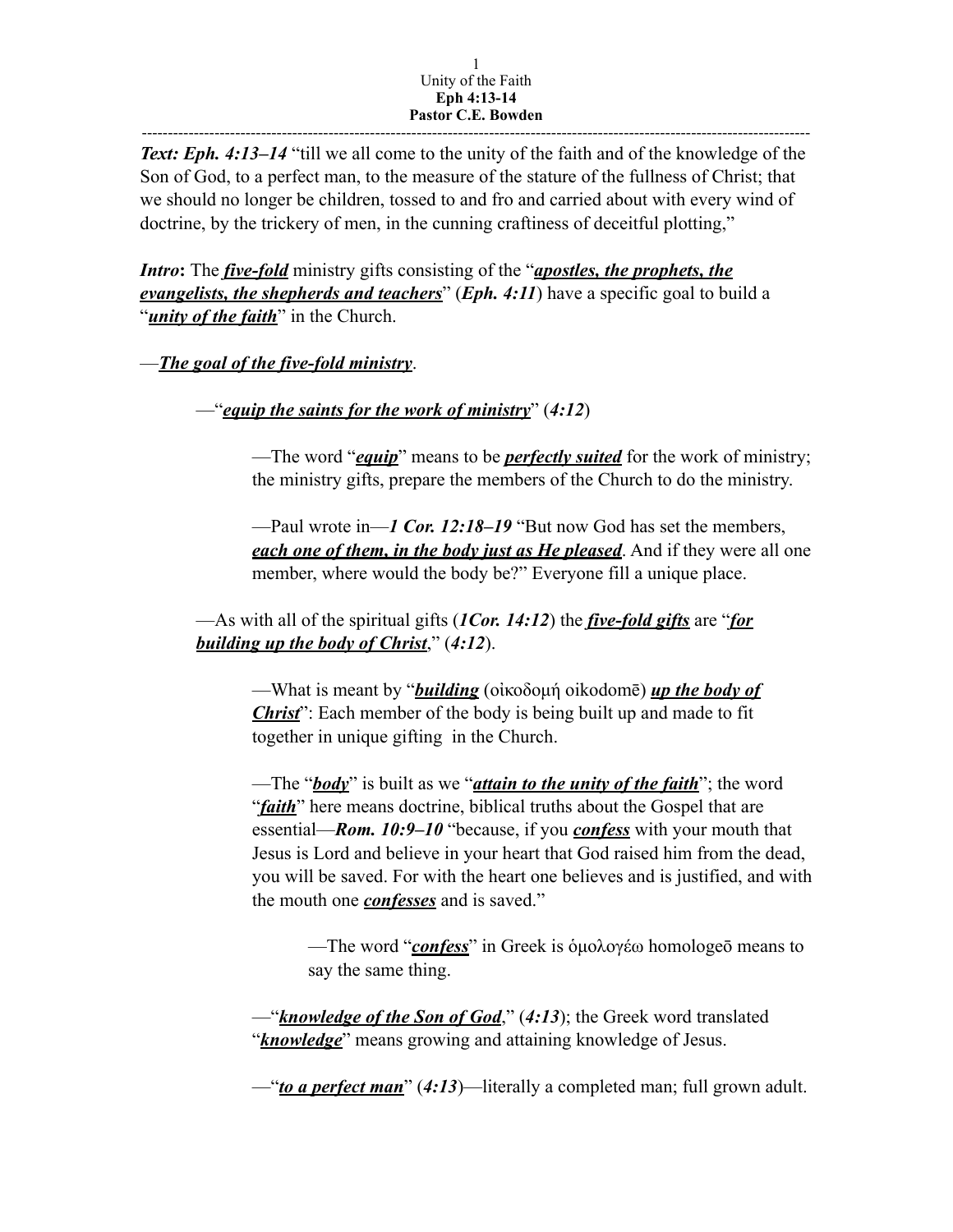Unity of the Faith
**Eph 4:13-14**
**Pastor C.E. Bowden**

---

***Text: Eph. 4:13–14*** "till we all come to the unity of the faith and of the knowledge of the Son of God, to a perfect man, to the measure of the stature of the fullness of Christ; that we should no longer be children, tossed to and fro and carried about with every wind of doctrine, by the trickery of men, in the cunning craftiness of deceitful plotting,"

***Intro*:** The ***five-fold*** ministry gifts consisting of the "***apostles, the prophets, the evangelists, the shepherds and teachers***" (***Eph. 4:11***) have a specific goal to build a "***unity of the faith***" in the Church.

—***The goal of the five-fold ministry***.

—"***equip the saints for the work of ministry***" (***4:12***)

—The word "***equip***" means to be ***perfectly suited*** for the work of ministry; the ministry gifts, prepare the members of the Church to do the ministry.

—Paul wrote in—***1 Cor. 12:18–19*** "But now God has set the members, ***each one of them, in the body just as He pleased***. And if they were all one member, where would the body be?" Everyone fill a unique place.

—As with all of the spiritual gifts (***1Cor. 14:12***) the ***five-fold gifts*** are "***for building up the body of Christ***," (***4:12***).

—What is meant by "***building*** (οἰκοδομή oikodomē) ***up the body of Christ***": Each member of the body is being built up and made to fit together in unique gifting in the Church.

—The "***body***" is built as we "***attain to the unity of the faith***"; the word "***faith***" here means doctrine, biblical truths about the Gospel that are essential—***Rom. 10:9–10*** "because, if you ***confess*** with your mouth that Jesus is Lord and believe in your heart that God raised him from the dead, you will be saved. For with the heart one believes and is justified, and with the mouth one ***confesses*** and is saved."

—The word "***confess***" in Greek is ὁμολογέω homologeō means to say the same thing.

—"***knowledge of the Son of God***," (***4:13***); the Greek word translated "***knowledge***" means growing and attaining knowledge of Jesus.

—"***to a perfect man***" (***4:13***)—literally a completed man; full grown adult.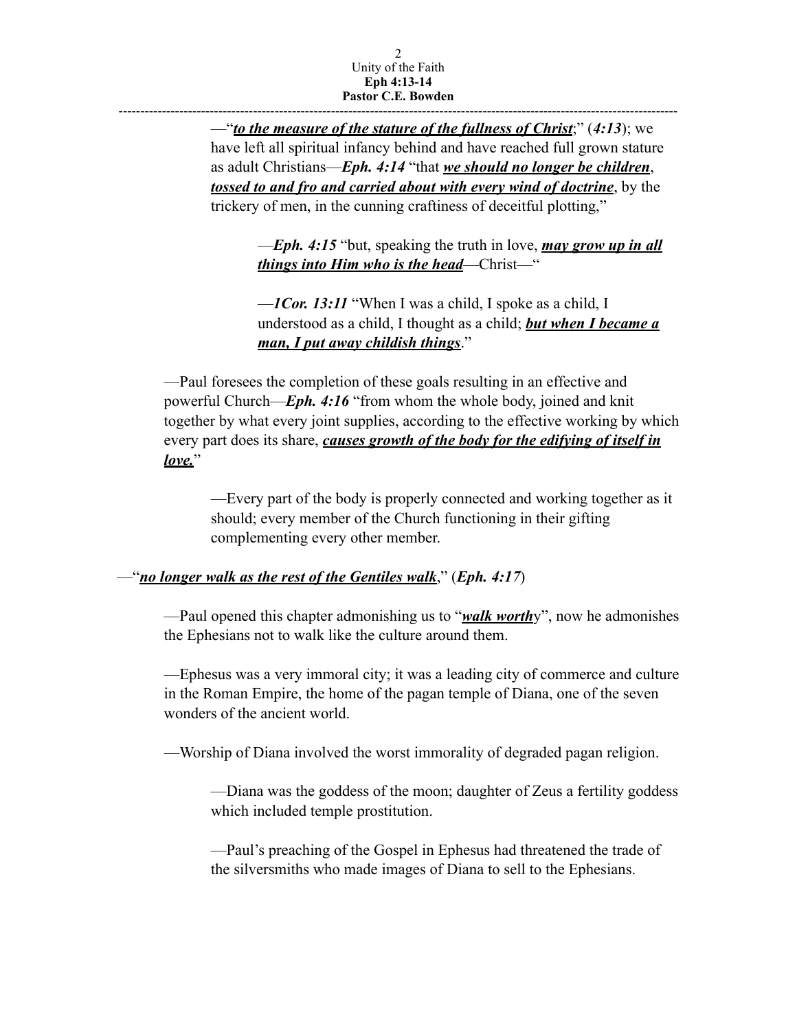—"***to the measure of the stature of the fullness of Christ***;" (***4:13***); we have left all spiritual infancy behind and have reached full grown stature as adult Christians—***Eph. 4:14*** "that ***we should no longer be children***, ***tossed to and fro and carried about with every wind of doctrine***, by the trickery of men, in the cunning craftiness of deceitful plotting,"

—***Eph. 4:15*** "but, speaking the truth in love, ***may grow up in all things into Him who is the head***—Christ—"

—***1Cor. 13:11*** "When I was a child, I spoke as a child, I understood as a child, I thought as a child; ***but when I became a man, I put away childish things***."

—Paul foresees the completion of these goals resulting in an effective and powerful Church—***Eph. 4:16*** "from whom the whole body, joined and knit together by what every joint supplies, according to the effective working by which every part does its share, ***causes growth of the body for the edifying of itself in love.***"

—Every part of the body is properly connected and working together as it should; every member of the Church functioning in their gifting complementing every other member.

—"***no longer walk as the rest of the Gentiles walk***," (***Eph. 4:17***)

—Paul opened this chapter admonishing us to "***walk worth***y", now he admonishes the Ephesians not to walk like the culture around them.

—Ephesus was a very immoral city; it was a leading city of commerce and culture in the Roman Empire, the home of the pagan temple of Diana, one of the seven wonders of the ancient world.

—Worship of Diana involved the worst immorality of degraded pagan religion.

—Diana was the goddess of the moon; daughter of Zeus a fertility goddess which included temple prostitution.

—Paul's preaching of the Gospel in Ephesus had threatened the trade of the silversmiths who made images of Diana to sell to the Ephesians.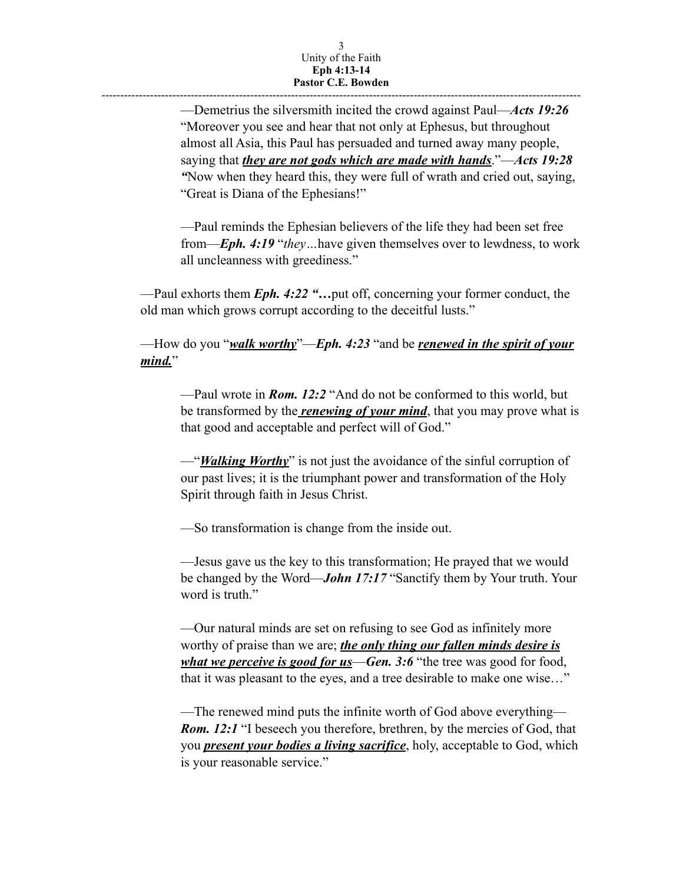—Demetrius the silversmith incited the crowd against Paul—***Acts 19:26*** "Moreover you see and hear that not only at Ephesus, but throughout almost all Asia, this Paul has persuaded and turned away many people, saying that ***<u>they are not gods which are made with hands</u>***."—***Acts 19:28*** ***"***Now when they heard this, they were full of wrath and cried out, saying, "Great is Diana of the Ephesians!"

—Paul reminds the Ephesian believers of the life they had been set free from—***Eph. 4:19*** "*they*…have given themselves over to lewdness, to work all uncleanness with greediness."

—Paul exhorts them ***Eph. 4:22 "…***put off, concerning your former conduct, the old man which grows corrupt according to the deceitful lusts."

—How do you "***<u>walk worthy</u>***"—***Eph. 4:23*** "and be ***<u>renewed in the spirit of your mind.</u>***"

—Paul wrote in ***Rom. 12:2*** "And do not be conformed to this world, but be transformed by the ***<u>renewing of your mind</u>***, that you may prove what is that good and acceptable and perfect will of God."

—"***<u>Walking Worthy</u>***" is not just the avoidance of the sinful corruption of our past lives; it is the triumphant power and transformation of the Holy Spirit through faith in Jesus Christ.

—So transformation is change from the inside out.

—Jesus gave us the key to this transformation; He prayed that we would be changed by the Word—***John 17:17*** "Sanctify them by Your truth. Your word is truth."

—Our natural minds are set on refusing to see God as infinitely more worthy of praise than we are; ***<u>the only thing our fallen minds desire is what we perceive is good for us</u>***—***Gen. 3:6*** "the tree was good for food, that it was pleasant to the eyes, and a tree desirable to make one wise…"

—The renewed mind puts the infinite worth of God above everything—***Rom. 12:1*** "I beseech you therefore, brethren, by the mercies of God, that you ***<u>present your bodies a living sacrifice</u>***, holy, acceptable to God, which is your reasonable service."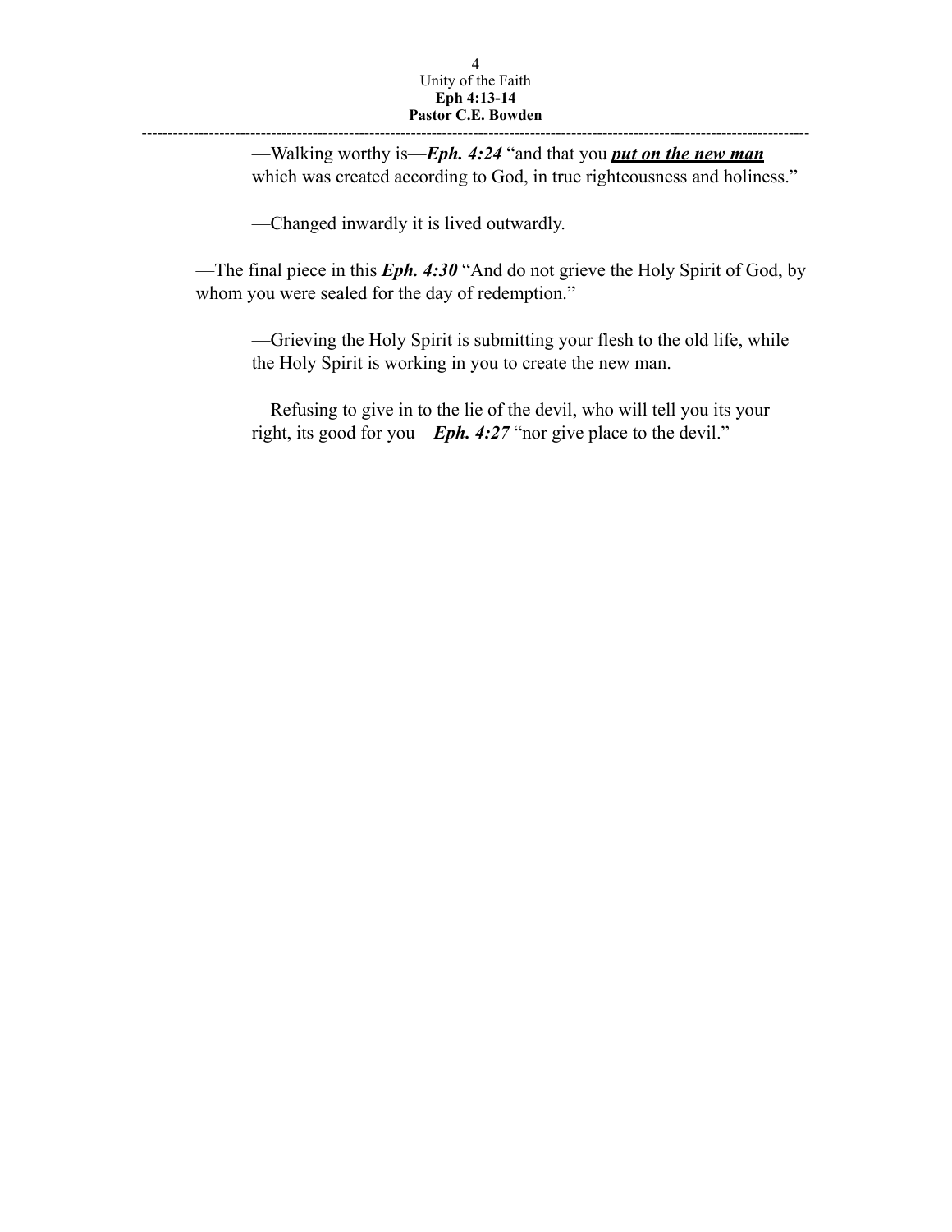—Walking worthy is—***Eph. 4:24*** "and that you ***<u>put on the new man</u>*** which was created according to God, in true righteousness and holiness."

—Changed inwardly it is lived outwardly.

—The final piece in this ***Eph. 4:30*** "And do not grieve the Holy Spirit of God, by whom you were sealed for the day of redemption."

—Grieving the Holy Spirit is submitting your flesh to the old life, while the Holy Spirit is working in you to create the new man.

—Refusing to give in to the lie of the devil, who will tell you its your right, its good for you—***Eph. 4:27*** "nor give place to the devil."